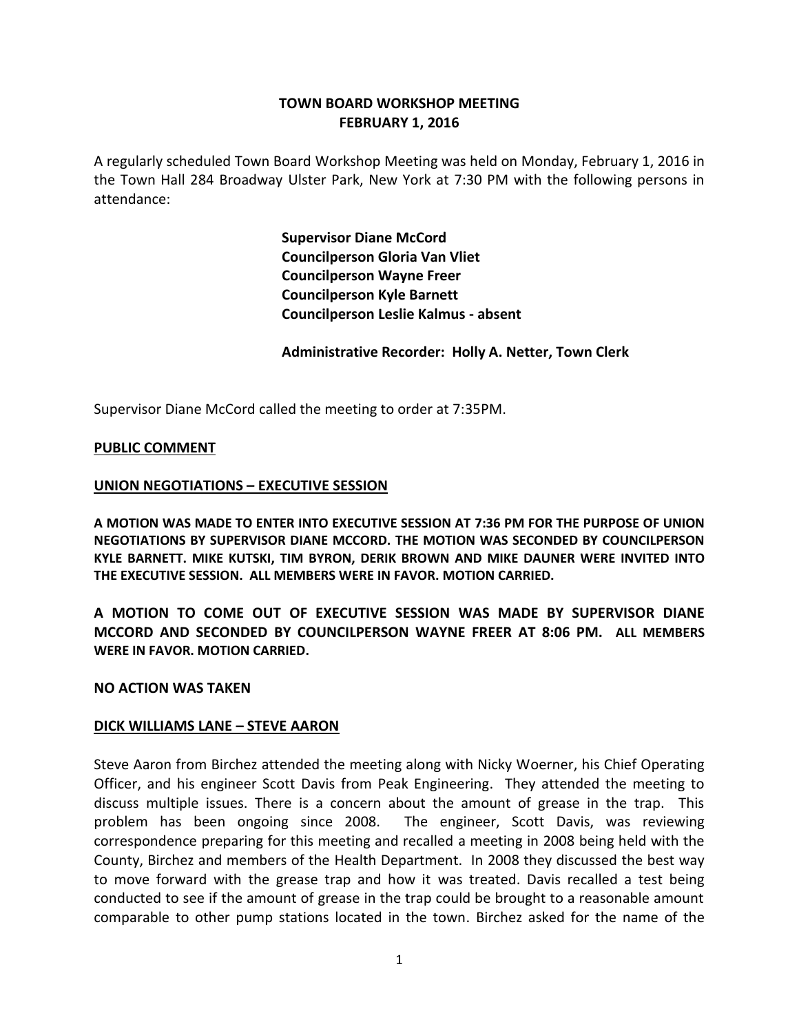# TOWN BOARD WORKSHOP MEETING
## FEBRUARY 1, 2016

A regularly scheduled Town Board Workshop Meeting was held on Monday, February 1, 2016 in the Town Hall 284 Broadway Ulster Park, New York at 7:30 PM with the following persons in attendance:

**Supervisor Diane McCord**
**Councilperson Gloria Van Vliet**
**Councilperson Wayne Freer**
**Councilperson Kyle Barnett**
**Councilperson Leslie Kalmus - absent**

**Administrative Recorder: Holly A. Netter, Town Clerk**

Supervisor Diane McCord called the meeting to order at 7:35PM.

**PUBLIC COMMENT**

**UNION NEGOTIATIONS – EXECUTIVE SESSION**

**A MOTION WAS MADE TO ENTER INTO EXECUTIVE SESSION AT 7:36 PM FOR THE PURPOSE OF UNION NEGOTIATIONS BY SUPERVISOR DIANE MCCORD. THE MOTION WAS SECONDED BY COUNCILPERSON KYLE BARNETT. MIKE KUTSKI, TIM BYRON, DERIK BROWN AND MIKE DAUNER WERE INVITED INTO THE EXECUTIVE SESSION. ALL MEMBERS WERE IN FAVOR. MOTION CARRIED.**

**A MOTION TO COME OUT OF EXECUTIVE SESSION WAS MADE BY SUPERVISOR DIANE MCCORD AND SECONDED BY COUNCILPERSON WAYNE FREER AT 8:06 PM. ALL MEMBERS WERE IN FAVOR. MOTION CARRIED.**

**NO ACTION WAS TAKEN**

**DICK WILLIAMS LANE – STEVE AARON**

Steve Aaron from Birchez attended the meeting along with Nicky Woerner, his Chief Operating Officer, and his engineer Scott Davis from Peak Engineering. They attended the meeting to discuss multiple issues. There is a concern about the amount of grease in the trap. This problem has been ongoing since 2008. The engineer, Scott Davis, was reviewing correspondence preparing for this meeting and recalled a meeting in 2008 being held with the County, Birchez and members of the Health Department. In 2008 they discussed the best way to move forward with the grease trap and how it was treated. Davis recalled a test being conducted to see if the amount of grease in the trap could be brought to a reasonable amount comparable to other pump stations located in the town. Birchez asked for the name of the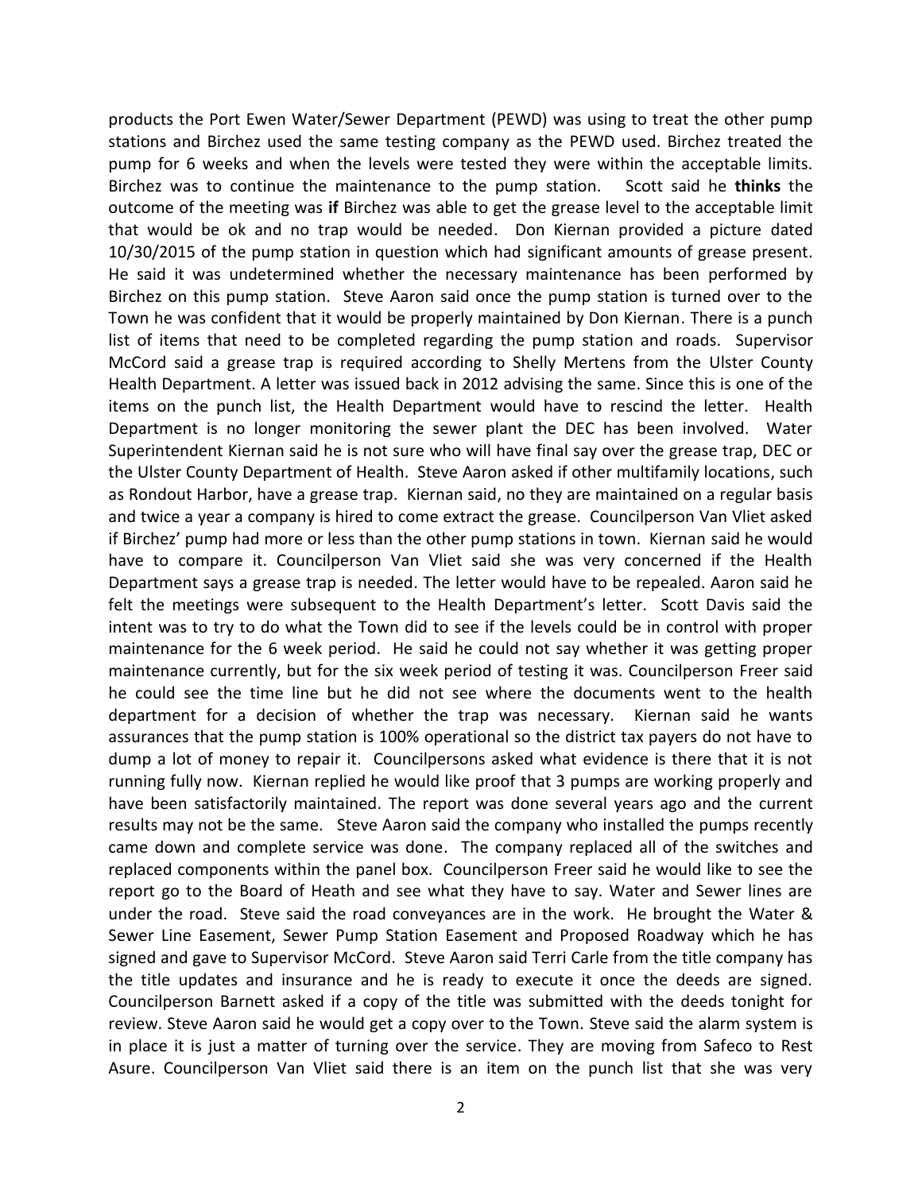products the Port Ewen Water/Sewer Department (PEWD) was using to treat the other pump stations and Birchez used the same testing company as the PEWD used. Birchez treated the pump for 6 weeks and when the levels were tested they were within the acceptable limits. Birchez was to continue the maintenance to the pump station. Scott said he **thinks** the outcome of the meeting was **if** Birchez was able to get the grease level to the acceptable limit that would be ok and no trap would be needed. Don Kiernan provided a picture dated 10/30/2015 of the pump station in question which had significant amounts of grease present. He said it was undetermined whether the necessary maintenance has been performed by Birchez on this pump station. Steve Aaron said once the pump station is turned over to the Town he was confident that it would be properly maintained by Don Kiernan. There is a punch list of items that need to be completed regarding the pump station and roads. Supervisor McCord said a grease trap is required according to Shelly Mertens from the Ulster County Health Department. A letter was issued back in 2012 advising the same. Since this is one of the items on the punch list, the Health Department would have to rescind the letter. Health Department is no longer monitoring the sewer plant the DEC has been involved. Water Superintendent Kiernan said he is not sure who will have final say over the grease trap, DEC or the Ulster County Department of Health. Steve Aaron asked if other multifamily locations, such as Rondout Harbor, have a grease trap. Kiernan said, no they are maintained on a regular basis and twice a year a company is hired to come extract the grease. Councilperson Van Vliet asked if Birchez' pump had more or less than the other pump stations in town. Kiernan said he would have to compare it. Councilperson Van Vliet said she was very concerned if the Health Department says a grease trap is needed. The letter would have to be repealed. Aaron said he felt the meetings were subsequent to the Health Department's letter. Scott Davis said the intent was to try to do what the Town did to see if the levels could be in control with proper maintenance for the 6 week period. He said he could not say whether it was getting proper maintenance currently, but for the six week period of testing it was. Councilperson Freer said he could see the time line but he did not see where the documents went to the health department for a decision of whether the trap was necessary. Kiernan said he wants assurances that the pump station is 100% operational so the district tax payers do not have to dump a lot of money to repair it. Councilpersons asked what evidence is there that it is not running fully now. Kiernan replied he would like proof that 3 pumps are working properly and have been satisfactorily maintained. The report was done several years ago and the current results may not be the same. Steve Aaron said the company who installed the pumps recently came down and complete service was done. The company replaced all of the switches and replaced components within the panel box. Councilperson Freer said he would like to see the report go to the Board of Heath and see what they have to say. Water and Sewer lines are under the road. Steve said the road conveyances are in the work. He brought the Water & Sewer Line Easement, Sewer Pump Station Easement and Proposed Roadway which he has signed and gave to Supervisor McCord. Steve Aaron said Terri Carle from the title company has the title updates and insurance and he is ready to execute it once the deeds are signed. Councilperson Barnett asked if a copy of the title was submitted with the deeds tonight for review. Steve Aaron said he would get a copy over to the Town. Steve said the alarm system is in place it is just a matter of turning over the service. They are moving from Safeco to Rest Asure. Councilperson Van Vliet said there is an item on the punch list that she was very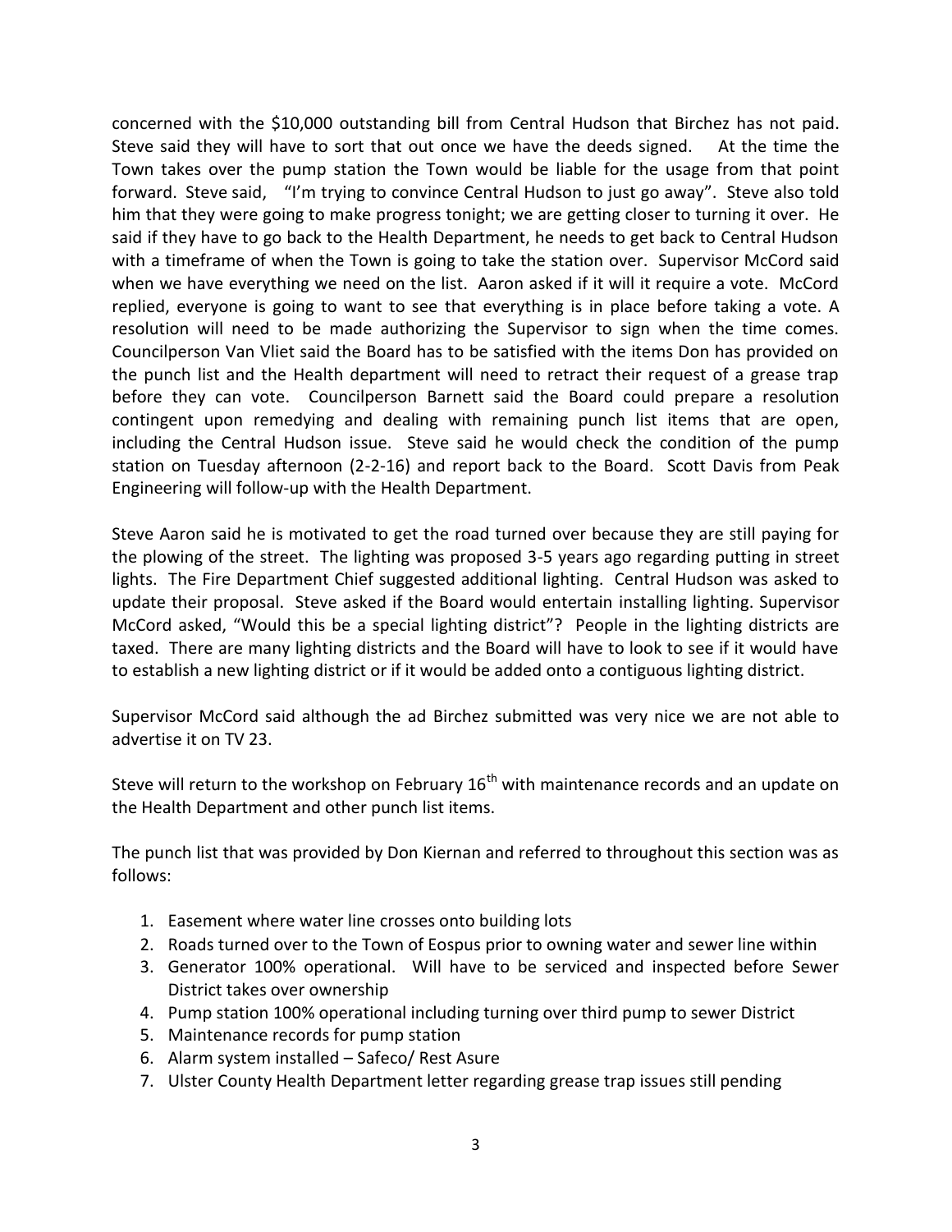concerned with the $10,000 outstanding bill from Central Hudson that Birchez has not paid. Steve said they will have to sort that out once we have the deeds signed. At the time the Town takes over the pump station the Town would be liable for the usage from that point forward. Steve said, "I'm trying to convince Central Hudson to just go away". Steve also told him that they were going to make progress tonight; we are getting closer to turning it over. He said if they have to go back to the Health Department, he needs to get back to Central Hudson with a timeframe of when the Town is going to take the station over. Supervisor McCord said when we have everything we need on the list. Aaron asked if it will it require a vote. McCord replied, everyone is going to want to see that everything is in place before taking a vote. A resolution will need to be made authorizing the Supervisor to sign when the time comes. Councilperson Van Vliet said the Board has to be satisfied with the items Don has provided on the punch list and the Health department will need to retract their request of a grease trap before they can vote. Councilperson Barnett said the Board could prepare a resolution contingent upon remedying and dealing with remaining punch list items that are open, including the Central Hudson issue. Steve said he would check the condition of the pump station on Tuesday afternoon (2-2-16) and report back to the Board. Scott Davis from Peak Engineering will follow-up with the Health Department.

Steve Aaron said he is motivated to get the road turned over because they are still paying for the plowing of the street. The lighting was proposed 3-5 years ago regarding putting in street lights. The Fire Department Chief suggested additional lighting. Central Hudson was asked to update their proposal. Steve asked if the Board would entertain installing lighting. Supervisor McCord asked, "Would this be a special lighting district"? People in the lighting districts are taxed. There are many lighting districts and the Board will have to look to see if it would have to establish a new lighting district or if it would be added onto a contiguous lighting district.

Supervisor McCord said although the ad Birchez submitted was very nice we are not able to advertise it on TV 23.

Steve will return to the workshop on February 16th with maintenance records and an update on the Health Department and other punch list items.

The punch list that was provided by Don Kiernan and referred to throughout this section was as follows:

1. Easement where water line crosses onto building lots
2. Roads turned over to the Town of Eospus prior to owning water and sewer line within
3. Generator 100% operational. Will have to be serviced and inspected before Sewer District takes over ownership
4. Pump station 100% operational including turning over third pump to sewer District
5. Maintenance records for pump station
6. Alarm system installed – Safeco/ Rest Asure
7. Ulster County Health Department letter regarding grease trap issues still pending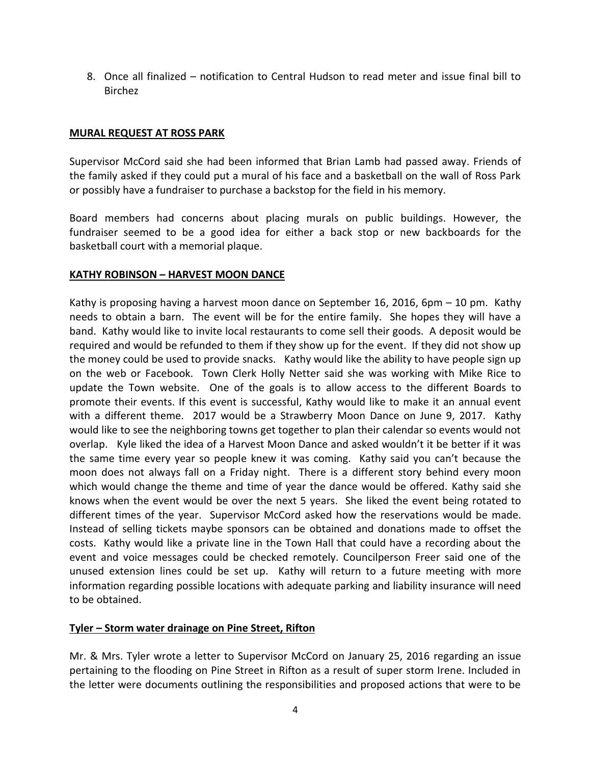8. Once all finalized – notification to Central Hudson to read meter and issue final bill to Birchez

**MURAL REQUEST AT ROSS PARK**

Supervisor McCord said she had been informed that Brian Lamb had passed away. Friends of the family asked if they could put a mural of his face and a basketball on the wall of Ross Park or possibly have a fundraiser to purchase a backstop for the field in his memory.

Board members had concerns about placing murals on public buildings. However, the fundraiser seemed to be a good idea for either a back stop or new backboards for the basketball court with a memorial plaque.

**KATHY ROBINSON – HARVEST MOON DANCE**

Kathy is proposing having a harvest moon dance on September 16, 2016, 6pm – 10 pm. Kathy needs to obtain a barn. The event will be for the entire family. She hopes they will have a band. Kathy would like to invite local restaurants to come sell their goods. A deposit would be required and would be refunded to them if they show up for the event. If they did not show up the money could be used to provide snacks. Kathy would like the ability to have people sign up on the web or Facebook. Town Clerk Holly Netter said she was working with Mike Rice to update the Town website. One of the goals is to allow access to the different Boards to promote their events. If this event is successful, Kathy would like to make it an annual event with a different theme. 2017 would be a Strawberry Moon Dance on June 9, 2017. Kathy would like to see the neighboring towns get together to plan their calendar so events would not overlap. Kyle liked the idea of a Harvest Moon Dance and asked wouldn't it be better if it was the same time every year so people knew it was coming. Kathy said you can't because the moon does not always fall on a Friday night. There is a different story behind every moon which would change the theme and time of year the dance would be offered. Kathy said she knows when the event would be over the next 5 years. She liked the event being rotated to different times of the year. Supervisor McCord asked how the reservations would be made. Instead of selling tickets maybe sponsors can be obtained and donations made to offset the costs. Kathy would like a private line in the Town Hall that could have a recording about the event and voice messages could be checked remotely. Councilperson Freer said one of the unused extension lines could be set up. Kathy will return to a future meeting with more information regarding possible locations with adequate parking and liability insurance will need to be obtained.

**Tyler – Storm water drainage on Pine Street, Rifton**

Mr. & Mrs. Tyler wrote a letter to Supervisor McCord on January 25, 2016 regarding an issue pertaining to the flooding on Pine Street in Rifton as a result of super storm Irene. Included in the letter were documents outlining the responsibilities and proposed actions that were to be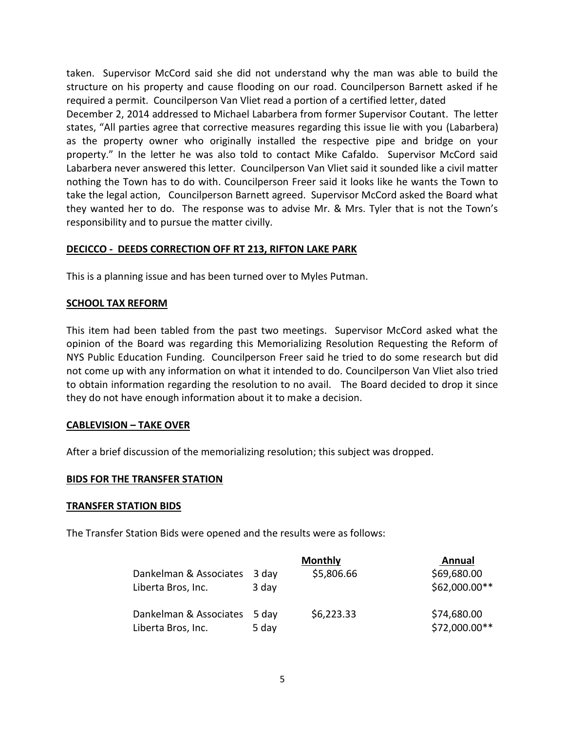taken. Supervisor McCord said she did not understand why the man was able to build the structure on his property and cause flooding on our road. Councilperson Barnett asked if he required a permit. Councilperson Van Vliet read a portion of a certified letter, dated December 2, 2014 addressed to Michael Labarbera from former Supervisor Coutant. The letter states, "All parties agree that corrective measures regarding this issue lie with you (Labarbera) as the property owner who originally installed the respective pipe and bridge on your property." In the letter he was also told to contact Mike Cafaldo. Supervisor McCord said Labarbera never answered this letter. Councilperson Van Vliet said it sounded like a civil matter nothing the Town has to do with. Councilperson Freer said it looks like he wants the Town to take the legal action, Councilperson Barnett agreed. Supervisor McCord asked the Board what they wanted her to do. The response was to advise Mr. & Mrs. Tyler that is not the Town's responsibility and to pursue the matter civilly.

**DECICCO - DEEDS CORRECTION OFF RT 213, RIFTON LAKE PARK**

This is a planning issue and has been turned over to Myles Putman.

**SCHOOL TAX REFORM**

This item had been tabled from the past two meetings. Supervisor McCord asked what the opinion of the Board was regarding this Memorializing Resolution Requesting the Reform of NYS Public Education Funding. Councilperson Freer said he tried to do some research but did not come up with any information on what it intended to do. Councilperson Van Vliet also tried to obtain information regarding the resolution to no avail. The Board decided to drop it since they do not have enough information about it to make a decision.

**CABLEVISION – TAKE OVER**

After a brief discussion of the memorializing resolution; this subject was dropped.

**BIDS FOR THE TRANSFER STATION**

**TRANSFER STATION BIDS**

The Transfer Station Bids were opened and the results were as follows:

| | | Monthly | Annual |
|---|---|---|---|
| Dankelman & Associates | 3 day | $5,806.66 | $69,680.00 |
| Liberta Bros, Inc. | 3 day | | $62,000.00** |
| Dankelman & Associates | 5 day | $6,223.33 | $74,680.00 |
| Liberta Bros, Inc. | 5 day | | $72,000.00** |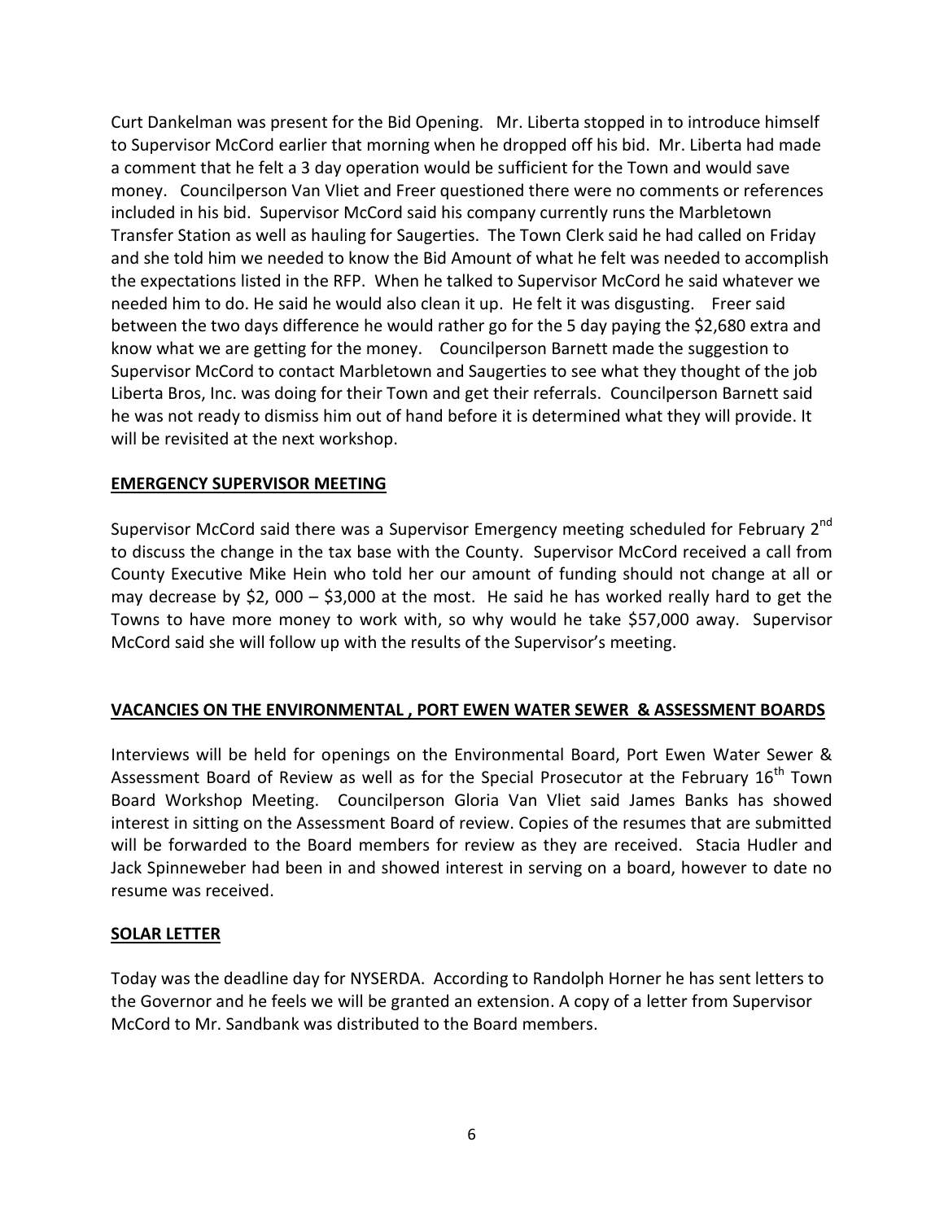Curt Dankelman was present for the Bid Opening. Mr. Liberta stopped in to introduce himself to Supervisor McCord earlier that morning when he dropped off his bid. Mr. Liberta had made a comment that he felt a 3 day operation would be sufficient for the Town and would save money. Councilperson Van Vliet and Freer questioned there were no comments or references included in his bid. Supervisor McCord said his company currently runs the Marbletown Transfer Station as well as hauling for Saugerties. The Town Clerk said he had called on Friday and she told him we needed to know the Bid Amount of what he felt was needed to accomplish the expectations listed in the RFP. When he talked to Supervisor McCord he said whatever we needed him to do. He said he would also clean it up. He felt it was disgusting. Freer said between the two days difference he would rather go for the 5 day paying the $2,680 extra and know what we are getting for the money. Councilperson Barnett made the suggestion to Supervisor McCord to contact Marbletown and Saugerties to see what they thought of the job Liberta Bros, Inc. was doing for their Town and get their referrals. Councilperson Barnett said he was not ready to dismiss him out of hand before it is determined what they will provide. It will be revisited at the next workshop.

**EMERGENCY SUPERVISOR MEETING**

Supervisor McCord said there was a Supervisor Emergency meeting scheduled for February 2nd to discuss the change in the tax base with the County. Supervisor McCord received a call from County Executive Mike Hein who told her our amount of funding should not change at all or may decrease by $2, 000 – $3,000 at the most. He said he has worked really hard to get the Towns to have more money to work with, so why would he take $57,000 away. Supervisor McCord said she will follow up with the results of the Supervisor's meeting.

**VACANCIES ON THE ENVIRONMENTAL , PORT EWEN WATER SEWER & ASSESSMENT BOARDS**

Interviews will be held for openings on the Environmental Board, Port Ewen Water Sewer & Assessment Board of Review as well as for the Special Prosecutor at the February 16th Town Board Workshop Meeting. Councilperson Gloria Van Vliet said James Banks has showed interest in sitting on the Assessment Board of review. Copies of the resumes that are submitted will be forwarded to the Board members for review as they are received. Stacia Hudler and Jack Spinneweber had been in and showed interest in serving on a board, however to date no resume was received.

**SOLAR LETTER**

Today was the deadline day for NYSERDA. According to Randolph Horner he has sent letters to the Governor and he feels we will be granted an extension. A copy of a letter from Supervisor McCord to Mr. Sandbank was distributed to the Board members.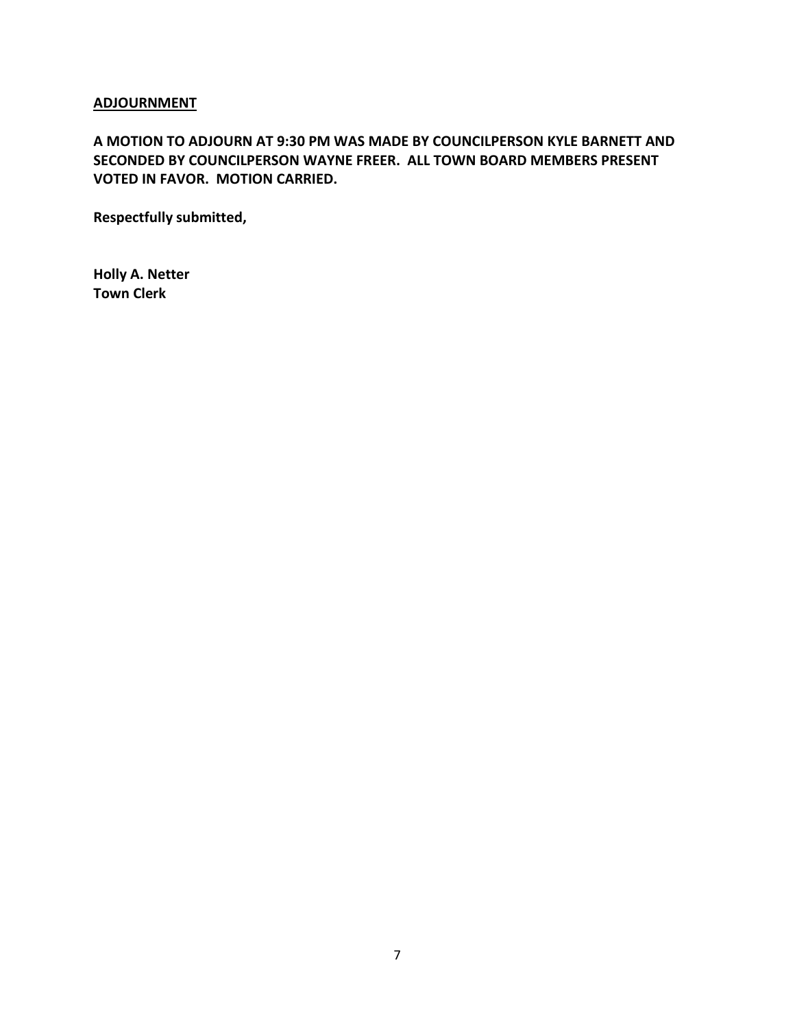**ADJOURNMENT**

**A MOTION TO ADJOURN AT 9:30 PM WAS MADE BY COUNCILPERSON KYLE BARNETT AND SECONDED BY COUNCILPERSON WAYNE FREER. ALL TOWN BOARD MEMBERS PRESENT VOTED IN FAVOR. MOTION CARRIED.**

**Respectfully submitted,**

**Holly A. Netter**
**Town Clerk**